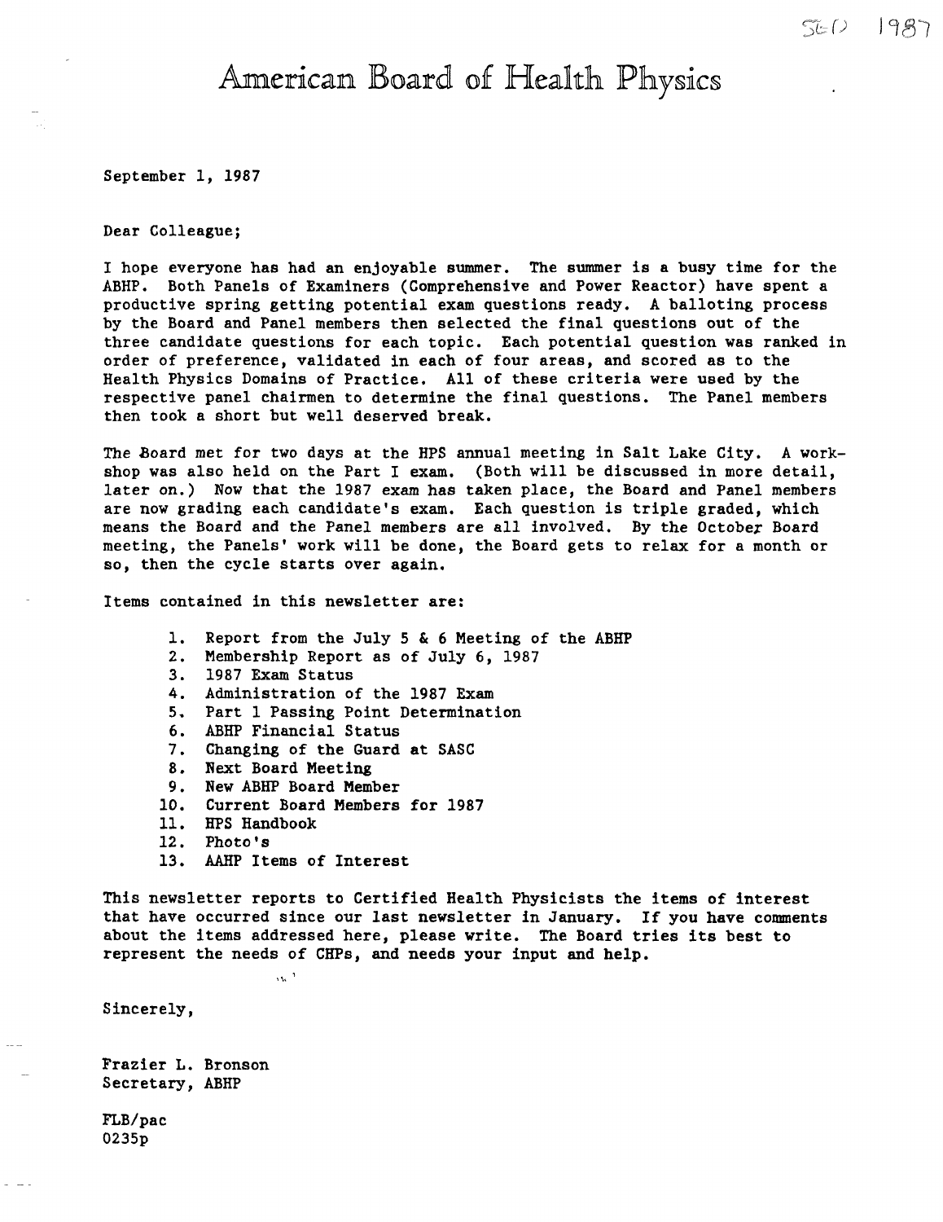SEP 1987

# American Board of Health Physics

September 1, 1987

Dear Colleague;

I hope everyone has had an enjoyable summer. The summer is a busy time for the ABHP. Both Panels of Examiners (Comprehensive and Power Reactor) have spent a productive spring getting potential exam questions ready. A balloting process by the Board and Panel members then selected the final questions out of the three candidate questions for each topic. Each potential question was ranked in order of preference, validated in each of four areas, and scored as to the Health Physics Domains of Practice. All of these criteria were used by the respective panel chairmen to determine the final questions. The Panel members then took a short but well deserved break.

The Board met for two days at the HPS annual meeting in Salt Lake City. A workshop was also held on the Part I exam. (Both will be discussed in more detail, later on.) Now that the 1987 exam has taken place, the Board and Panel members are now grading each candidate's exam. Each question is triple graded, which means the Board and the Panel members are all involved. By the October Board meeting, the Panels' work will be done, the Board gets to relax for a month or so, then the cycle starts over again.

Items contained in this newsletter are:

1. Report from the July 5 & 6 Meeting of the ABHP
2. Membership Report as of July 6, 1987
3. 1987 Exam Status
4. Administration of the 1987 Exam
5. Part 1 Passing Point Determination
6. ABHP Financial Status
7. Changing of the Guard at SASC
8. Next Board Meeting
9. New ABHP Board Member
10. Current Board Members for 1987
11. HPS Handbook
12. Photo's
13. AAHP Items of Interest

This newsletter reports to Certified Health Physicists the items of interest that have occurred since our last newsletter in January. If you have comments about the items addressed here, please write. The Board tries its best to represent the needs of CHPs, and needs your input and help.

Sincerely,

Frazier L. Bronson
Secretary, ABHP

FLB/pac
0235p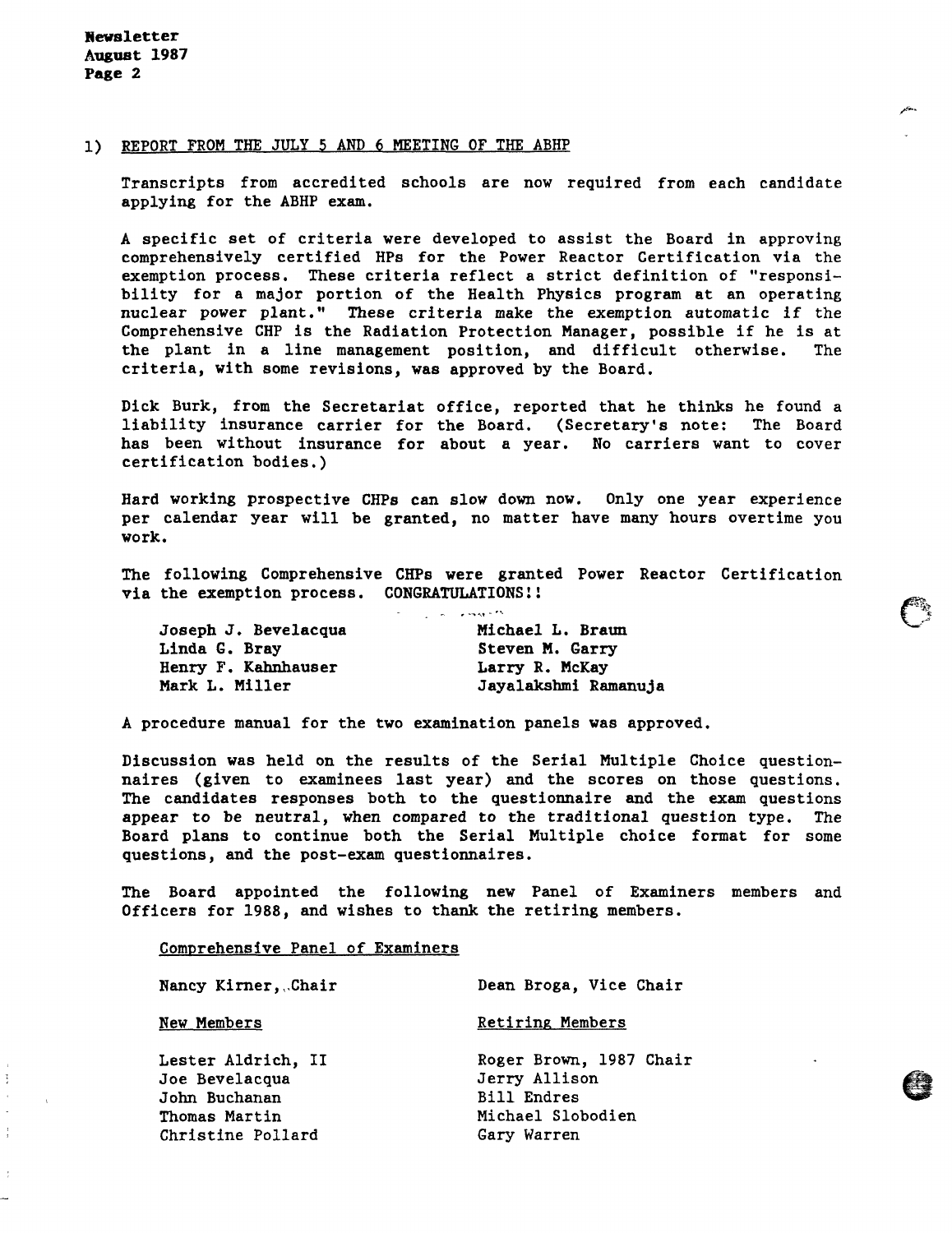1) REPORT FROM THE JULY 5 AND 6 MEETING OF THE ABHP

Transcripts from accredited schools are now required from each candidate applying for the ABHP exam.

A specific set of criteria were developed to assist the Board in approving comprehensively certified HPs for the Power Reactor Certification via the exemption process. These criteria reflect a strict definition of "responsibility for a major portion of the Health Physics program at an operating nuclear power plant." These criteria make the exemption automatic if the Comprehensive CHP is the Radiation Protection Manager, possible if he is at the plant in a line management position, and difficult otherwise. The criteria, with some revisions, was approved by the Board.

Dick Burk, from the Secretariat office, reported that he thinks he found a liability insurance carrier for the Board. (Secretary's note: The Board has been without insurance for about a year. No carriers want to cover certification bodies.)

Hard working prospective CHPs can slow down now. Only one year experience per calendar year will be granted, no matter have many hours overtime you work.

The following Comprehensive CHPs were granted Power Reactor Certification via the exemption process. CONGRATULATIONS!!

| | |
|---|---|
| Joseph J. Bevelacqua | Michael L. Braun |
| Linda G. Bray | Steven M. Garry |
| Henry F. Kahnhauser | Larry R. McKay |
| Mark L. Miller | Jayalakshmi Ramanuja |

A procedure manual for the two examination panels was approved.

Discussion was held on the results of the Serial Multiple Choice questionnaires (given to examinees last year) and the scores on those questions. The candidates responses both to the questionnaire and the exam questions appear to be neutral, when compared to the traditional question type. The Board plans to continue both the Serial Multiple choice format for some questions, and the post-exam questionnaires.

The Board appointed the following new Panel of Examiners members and Officers for 1988, and wishes to thank the retiring members.

Comprehensive Panel of Examiners

| Nancy Kirner, Chair | Dean Broga, Vice Chair |
|---|---|
| New Members | Retiring Members |
| Lester Aldrich, II | Roger Brown, 1987 Chair |
| Joe Bevelacqua | Jerry Allison |
| John Buchanan | Bill Endres |
| Thomas Martin | Michael Slobodien |
| Christine Pollard | Gary Warren |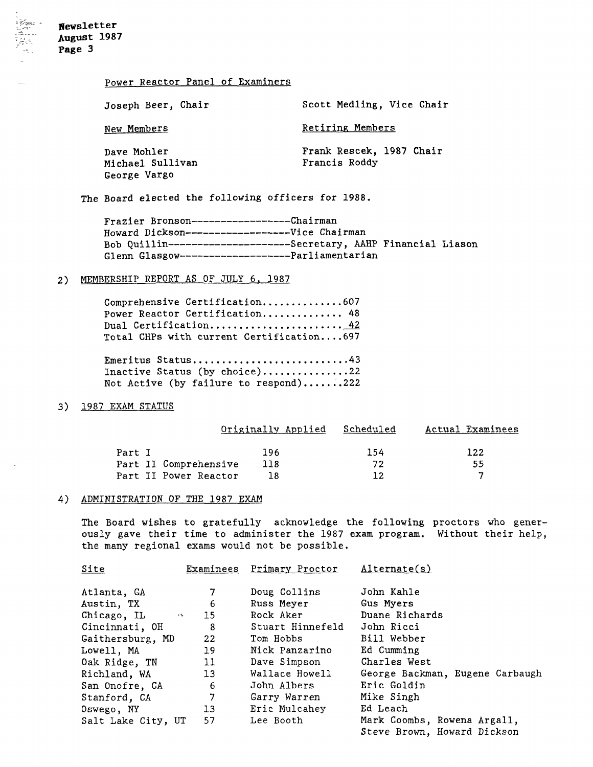Power Reactor Panel of Examiners

Joseph Beer, Chair | Scott Medling, Vice Chair

| New Members | Retiring Members |
|---|---|
| Dave Mohler | Frank Rescek, 1987 Chair |
| Michael Sullivan | Francis Roddy |
| George Vargo | |

The Board elected the following officers for 1988.

Frazier Bronson------------------Chairman
Howard Dickson------------------Vice Chairman
Bob Quillin----------------------Secretary, AAHP Financial Liason
Glenn Glasgow--------------------Parliamentarian

2) MEMBERSHIP REPORT AS OF JULY 6, 1987

Comprehensive Certification..............607
Power Reactor Certification.............. 48
Dual Certification........................42
Total CHPs with current Certification....697

Emeritus Status...........................43
Inactive Status (by choice)...............22
Not Active (by failure to respond).......222

3) 1987 EXAM STATUS

| | Originally Applied | Scheduled | Actual Examinees |
|---|---|---|---|
| Part I | 196 | 154 | 122 |
| Part II Comprehensive | 118 | 72 | 55 |
| Part II Power Reactor | 18 | 12 | 7 |

4) ADMINISTRATION OF THE 1987 EXAM

The Board wishes to gratefully acknowledge the following proctors who generously gave their time to administer the 1987 exam program. Without their help, the many regional exams would not be possible.

| Site | Examinees | Primary Proctor | Alternate(s) |
|---|---|---|---|
| Atlanta, GA | 7 | Doug Collins | John Kahle |
| Austin, TX | 6 | Russ Meyer | Gus Myers |
| Chicago, IL | 15 | Rock Aker | Duane Richards |
| Cincinnati, OH | 8 | Stuart Hinnefeld | John Ricci |
| Gaithersburg, MD | 22 | Tom Hobbs | Bill Webber |
| Lowell, MA | 19 | Nick Panzarino | Ed Cumming |
| Oak Ridge, TN | 11 | Dave Simpson | Charles West |
| Richland, WA | 13 | Wallace Howell | George Backman, Eugene Carbaugh |
| San Onofre, CA | 6 | John Albers | Eric Goldin |
| Stanford, CA | 7 | Garry Warren | Mike Singh |
| Oswego, NY | 13 | Eric Mulcahey | Ed Leach |
| Salt Lake City, UT | 57 | Lee Booth | Mark Coombs, Rowena Argall, Steve Brown, Howard Dickson |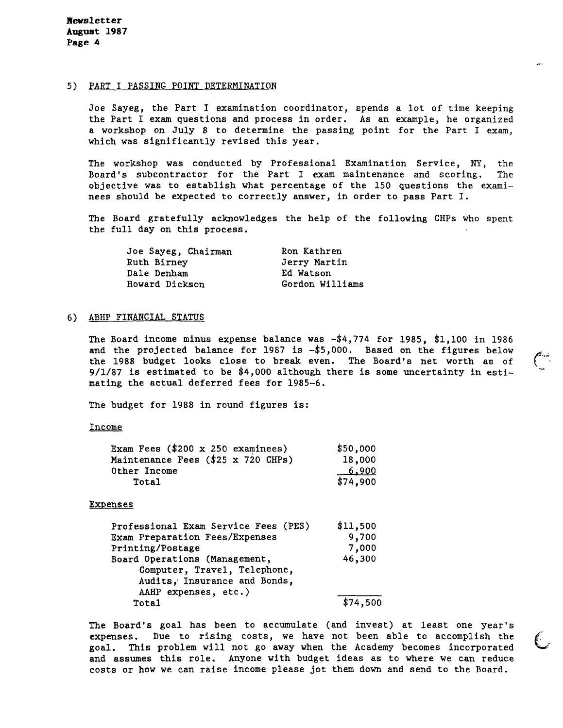## 5) PART I PASSING POINT DETERMINATION

Joe Sayeg, the Part I examination coordinator, spends a lot of time keeping the Part I exam questions and process in order. As an example, he organized a workshop on July 8 to determine the passing point for the Part I exam, which was significantly revised this year.

The workshop was conducted by Professional Examination Service, NY, the Board's subcontractor for the Part I exam maintenance and scoring. The objective was to establish what percentage of the 150 questions the examinees should be expected to correctly answer, in order to pass Part I.

The Board gratefully acknowledges the help of the following CHPs who spent the full day on this process.

| | |
|---|---|
| Joe Sayeg, Chairman | Ron Kathren |
| Ruth Birney | Jerry Martin |
| Dale Denham | Ed Watson |
| Howard Dickson | Gordon Williams |

## 6) ABHP FINANCIAL STATUS

The Board income minus expense balance was -$4,774 for 1985, $1,100 in 1986 and the projected balance for 1987 is -$5,000. Based on the figures below the 1988 budget looks close to break even. The Board's net worth as of 9/1/87 is estimated to be $4,000 although there is some uncertainty in estimating the actual deferred fees for 1985-6.

The budget for 1988 in round figures is:

Income

| | |
|---|---|
| Exam Fees ($200 x 250 examinees) | $50,000 |
| Maintenance Fees ($25 x 720 CHPs) | 18,000 |
| Other Income | 6,900 |
| Total | $74,900 |

Expenses

| | |
|---|---|
| Professional Exam Service Fees (PES) | $11,500 |
| Exam Preparation Fees/Expenses | 9,700 |
| Printing/Postage | 7,000 |
| Board Operations (Management, Computer, Travel, Telephone, Audits, Insurance and Bonds, AAHP expenses, etc.) | 46,300 |
| Total | $74,500 |

The Board's goal has been to accumulate (and invest) at least one year's expenses. Due to rising costs, we have not been able to accomplish the goal. This problem will not go away when the Academy becomes incorporated and assumes this role. Anyone with budget ideas as to where we can reduce costs or how we can raise income please jot them down and send to the Board.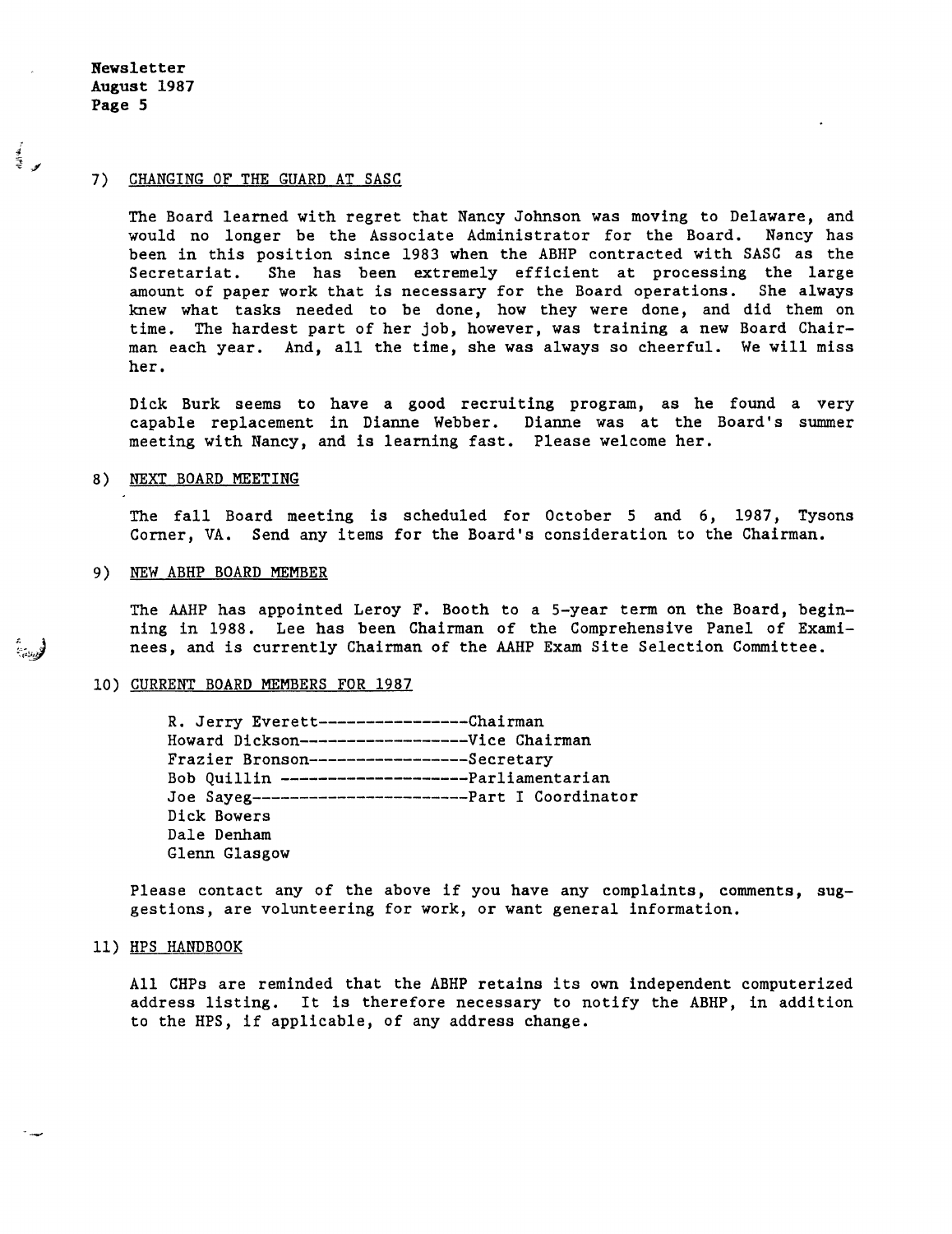7) CHANGING OF THE GUARD AT SASC

The Board learned with regret that Nancy Johnson was moving to Delaware, and would no longer be the Associate Administrator for the Board. Nancy has been in this position since 1983 when the ABHP contracted with SASC as the Secretariat. She has been extremely efficient at processing the large amount of paper work that is necessary for the Board operations. She always knew what tasks needed to be done, how they were done, and did them on time. The hardest part of her job, however, was training a new Board Chairman each year. And, all the time, she was always so cheerful. We will miss her.

Dick Burk seems to have a good recruiting program, as he found a very capable replacement in Dianne Webber. Dianne was at the Board's summer meeting with Nancy, and is learning fast. Please welcome her.

8) NEXT BOARD MEETING

The fall Board meeting is scheduled for October 5 and 6, 1987, Tysons Corner, VA. Send any items for the Board's consideration to the Chairman.

9) NEW ABHP BOARD MEMBER

The AAHP has appointed Leroy F. Booth to a 5-year term on the Board, beginning in 1988. Lee has been Chairman of the Comprehensive Panel of Examinees, and is currently Chairman of the AAHP Exam Site Selection Committee.

10) CURRENT BOARD MEMBERS FOR 1987

R. Jerry Everett-----------------Chairman
Howard Dickson-------------------Vice Chairman
Frazier Bronson------------------Secretary
Bob Quillin ---------------------Parliamentarian
Joe Sayeg------------------------Part I Coordinator
Dick Bowers
Dale Denham
Glenn Glasgow

Please contact any of the above if you have any complaints, comments, suggestions, are volunteering for work, or want general information.

11) HPS HANDBOOK

All CHPs are reminded that the ABHP retains its own independent computerized address listing. It is therefore necessary to notify the ABHP, in addition to the HPS, if applicable, of any address change.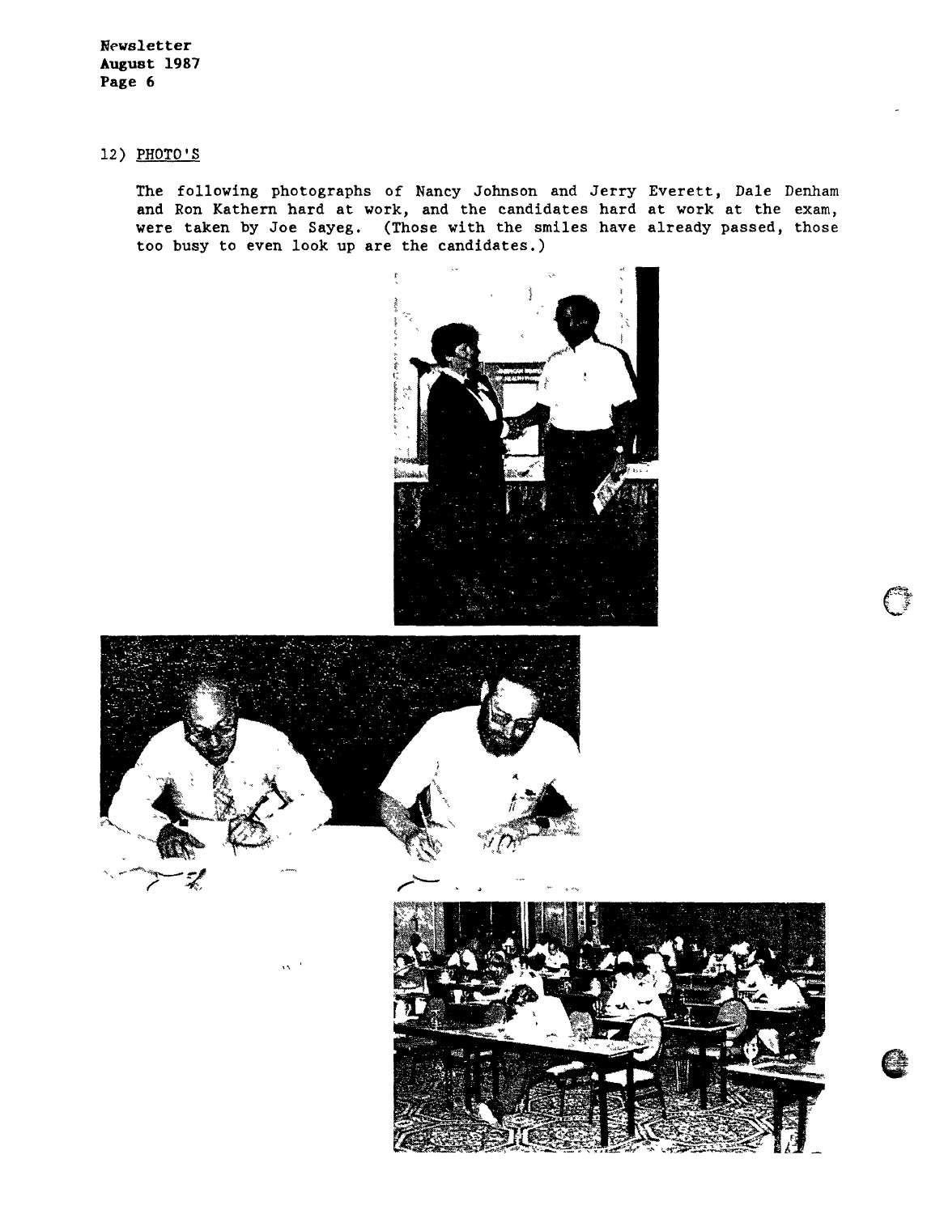12) PHOTO'S

The following photographs of Nancy Johnson and Jerry Everett, Dale Denham and Ron Kathern hard at work, and the candidates hard at work at the exam, were taken by Joe Sayeg. (Those with the smiles have already passed, those too busy to even look up are the candidates.)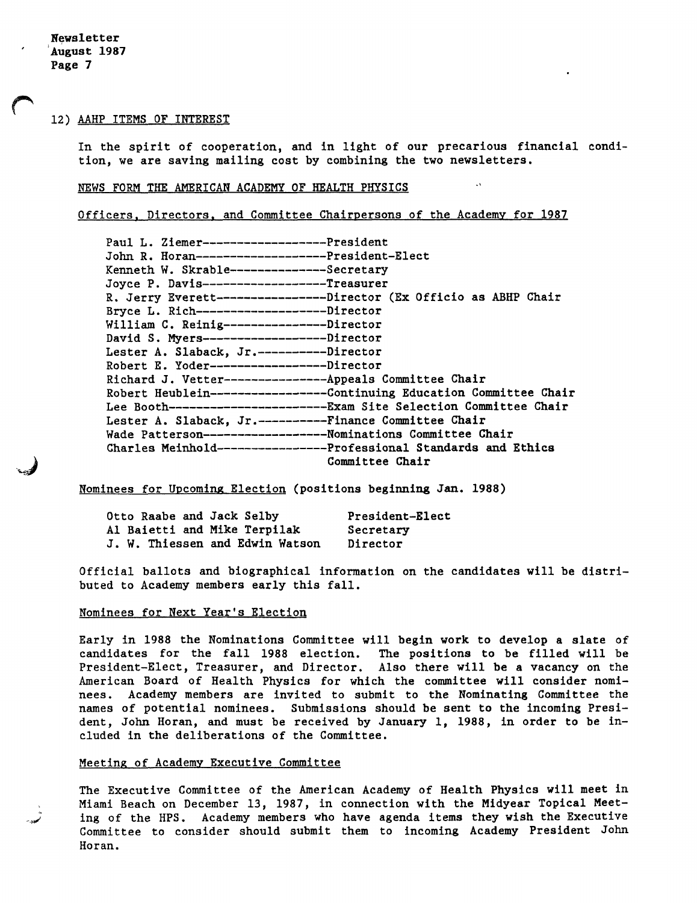## 12) AAHP ITEMS OF INTEREST

In the spirit of cooperation, and in light of our precarious financial condition, we are saving mailing cost by combining the two newsletters.

### NEWS FORM THE AMERICAN ACADEMY OF HEALTH PHYSICS

#### Officers, Directors, and Committee Chairpersons of the Academy for 1987

| | |
|---|---|
| Paul L. Ziemer | President |
| John R. Horan | President-Elect |
| Kenneth W. Skrable | Secretary |
| Joyce P. Davis | Treasurer |
| R. Jerry Everett | Director (Ex Officio as ABHP Chair |
| Bryce L. Rich | Director |
| William C. Reinig | Director |
| David S. Myers | Director |
| Lester A. Slaback, Jr. | Director |
| Robert E. Yoder | Director |
| Richard J. Vetter | Appeals Committee Chair |
| Robert Heublein | Continuing Education Committee Chair |
| Lee Booth | Exam Site Selection Committee Chair |
| Lester A. Slaback, Jr. | Finance Committee Chair |
| Wade Patterson | Nominations Committee Chair |
| Charles Meinhold | Professional Standards and Ethics Committee Chair |

#### Nominees for Upcoming Election (positions beginning Jan. 1988)

| | |
|---|---|
| Otto Raabe and Jack Selby | President-Elect |
| Al Baietti and Mike Terpilak | Secretary |
| J. W. Thiessen and Edwin Watson | Director |

Official ballots and biographical information on the candidates will be distributed to Academy members early this fall.

#### Nominees for Next Year's Election

Early in 1988 the Nominations Committee will begin work to develop a slate of candidates for the fall 1988 election. The positions to be filled will be President-Elect, Treasurer, and Director. Also there will be a vacancy on the American Board of Health Physics for which the committee will consider nominees. Academy members are invited to submit to the Nominating Committee the names of potential nominees. Submissions should be sent to the incoming President, John Horan, and must be received by January 1, 1988, in order to be included in the deliberations of the Committee.

#### Meeting of Academy Executive Committee

The Executive Committee of the American Academy of Health Physics will meet in Miami Beach on December 13, 1987, in connection with the Midyear Topical Meeting of the HPS. Academy members who have agenda items they wish the Executive Committee to consider should submit them to incoming Academy President John Horan.